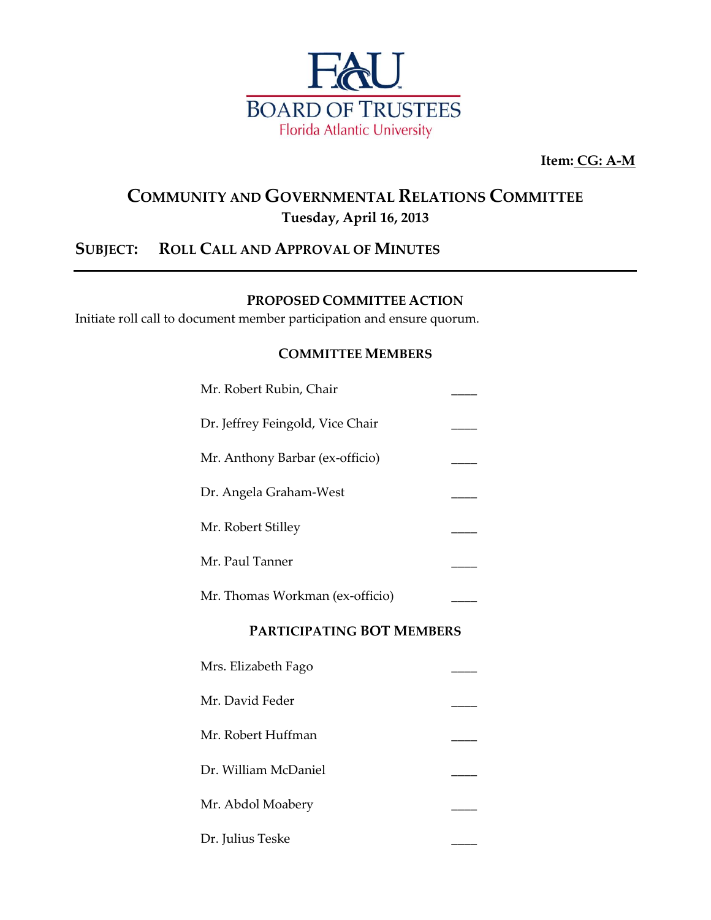**FAU BOARD OF TRUSTEES**
Florida Atlantic University

**Item: CG: A-M**

# COMMUNITY AND GOVERNMENTAL RELATIONS COMMITTEE

**Tuesday, April 16, 2013**

## SUBJECT: ROLL CALL AND APPROVAL OF MINUTES

---

### PROPOSED COMMITTEE ACTION

Initiate roll call to document member participation and ensure quorum.

### COMMITTEE MEMBERS

Mr. Robert Rubin, Chair ____

Dr. Jeffrey Feingold, Vice Chair ____

Mr. Anthony Barbar (ex-officio) ____

Dr. Angela Graham-West ____

Mr. Robert Stilley ____

Mr. Paul Tanner ____

Mr. Thomas Workman (ex-officio) ____

### PARTICIPATING BOT MEMBERS

Mrs. Elizabeth Fago ____

Mr. David Feder ____

Mr. Robert Huffman ____

Dr. William McDaniel ____

Mr. Abdol Moabery ____

Dr. Julius Teske ____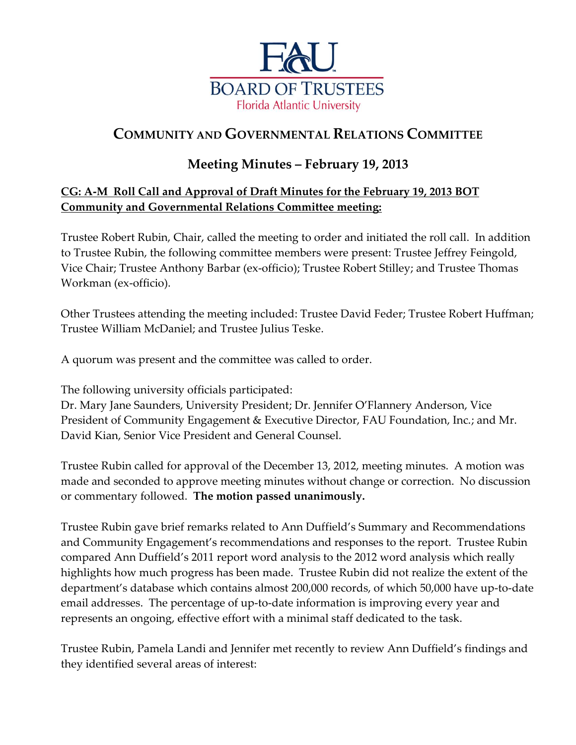# COMMUNITY AND GOVERNMENTAL RELATIONS COMMITTEE

## Meeting Minutes – February 19, 2013

**CG: A-M Roll Call and Approval of Draft Minutes for the February 19, 2013 BOT Community and Governmental Relations Committee meeting:**

Trustee Robert Rubin, Chair, called the meeting to order and initiated the roll call. In addition to Trustee Rubin, the following committee members were present: Trustee Jeffrey Feingold, Vice Chair; Trustee Anthony Barbar (ex-officio); Trustee Robert Stilley; and Trustee Thomas Workman (ex-officio).

Other Trustees attending the meeting included: Trustee David Feder; Trustee Robert Huffman; Trustee William McDaniel; and Trustee Julius Teske.

A quorum was present and the committee was called to order.

The following university officials participated:
Dr. Mary Jane Saunders, University President; Dr. Jennifer O'Flannery Anderson, Vice President of Community Engagement & Executive Director, FAU Foundation, Inc.; and Mr. David Kian, Senior Vice President and General Counsel.

Trustee Rubin called for approval of the December 13, 2012, meeting minutes. A motion was made and seconded to approve meeting minutes without change or correction. No discussion or commentary followed. **The motion passed unanimously.**

Trustee Rubin gave brief remarks related to Ann Duffield's Summary and Recommendations and Community Engagement's recommendations and responses to the report. Trustee Rubin compared Ann Duffield's 2011 report word analysis to the 2012 word analysis which really highlights how much progress has been made. Trustee Rubin did not realize the extent of the department's database which contains almost 200,000 records, of which 50,000 have up-to-date email addresses. The percentage of up-to-date information is improving every year and represents an ongoing, effective effort with a minimal staff dedicated to the task.

Trustee Rubin, Pamela Landi and Jennifer met recently to review Ann Duffield's findings and they identified several areas of interest: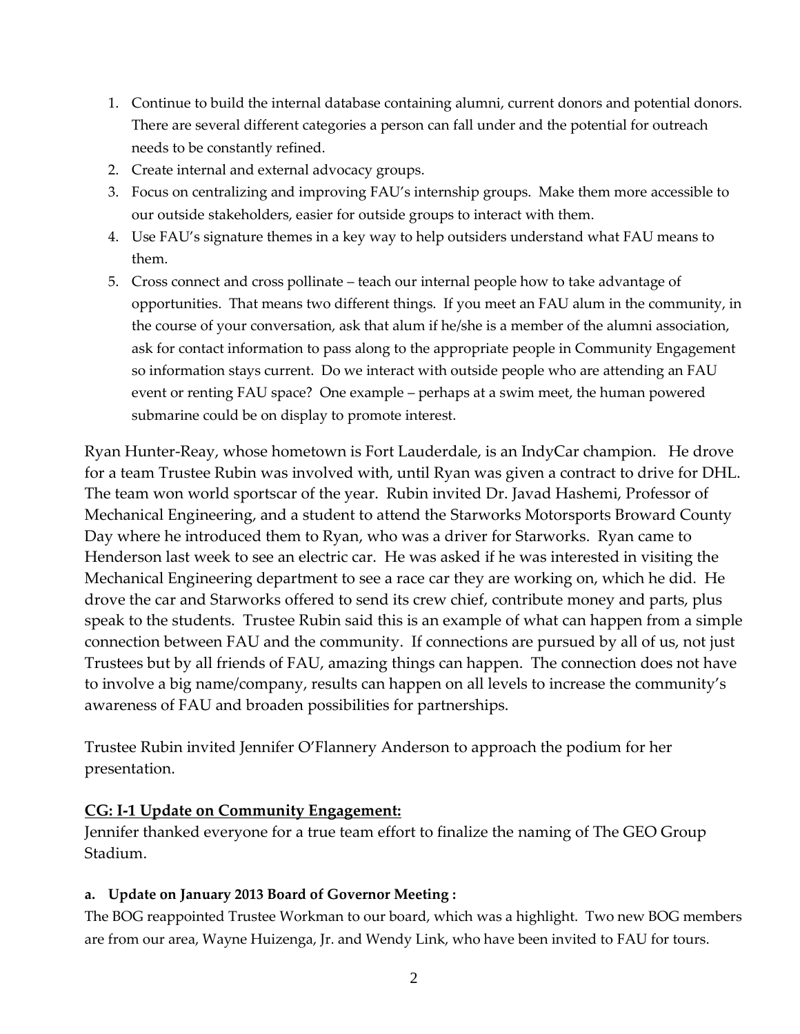1. Continue to build the internal database containing alumni, current donors and potential donors. There are several different categories a person can fall under and the potential for outreach needs to be constantly refined.
2. Create internal and external advocacy groups.
3. Focus on centralizing and improving FAU's internship groups. Make them more accessible to our outside stakeholders, easier for outside groups to interact with them.
4. Use FAU's signature themes in a key way to help outsiders understand what FAU means to them.
5. Cross connect and cross pollinate – teach our internal people how to take advantage of opportunities. That means two different things. If you meet an FAU alum in the community, in the course of your conversation, ask that alum if he/she is a member of the alumni association, ask for contact information to pass along to the appropriate people in Community Engagement so information stays current. Do we interact with outside people who are attending an FAU event or renting FAU space? One example – perhaps at a swim meet, the human powered submarine could be on display to promote interest.

Ryan Hunter-Reay, whose hometown is Fort Lauderdale, is an IndyCar champion. He drove for a team Trustee Rubin was involved with, until Ryan was given a contract to drive for DHL. The team won world sportscar of the year. Rubin invited Dr. Javad Hashemi, Professor of Mechanical Engineering, and a student to attend the Starworks Motorsports Broward County Day where he introduced them to Ryan, who was a driver for Starworks. Ryan came to Henderson last week to see an electric car. He was asked if he was interested in visiting the Mechanical Engineering department to see a race car they are working on, which he did. He drove the car and Starworks offered to send its crew chief, contribute money and parts, plus speak to the students. Trustee Rubin said this is an example of what can happen from a simple connection between FAU and the community. If connections are pursued by all of us, not just Trustees but by all friends of FAU, amazing things can happen. The connection does not have to involve a big name/company, results can happen on all levels to increase the community's awareness of FAU and broaden possibilities for partnerships.

Trustee Rubin invited Jennifer O'Flannery Anderson to approach the podium for her presentation.

## CG: I-1 Update on Community Engagement:

Jennifer thanked everyone for a true team effort to finalize the naming of The GEO Group Stadium.

### a. Update on January 2013 Board of Governor Meeting :

The BOG reappointed Trustee Workman to our board, which was a highlight. Two new BOG members are from our area, Wayne Huizenga, Jr. and Wendy Link, who have been invited to FAU for tours.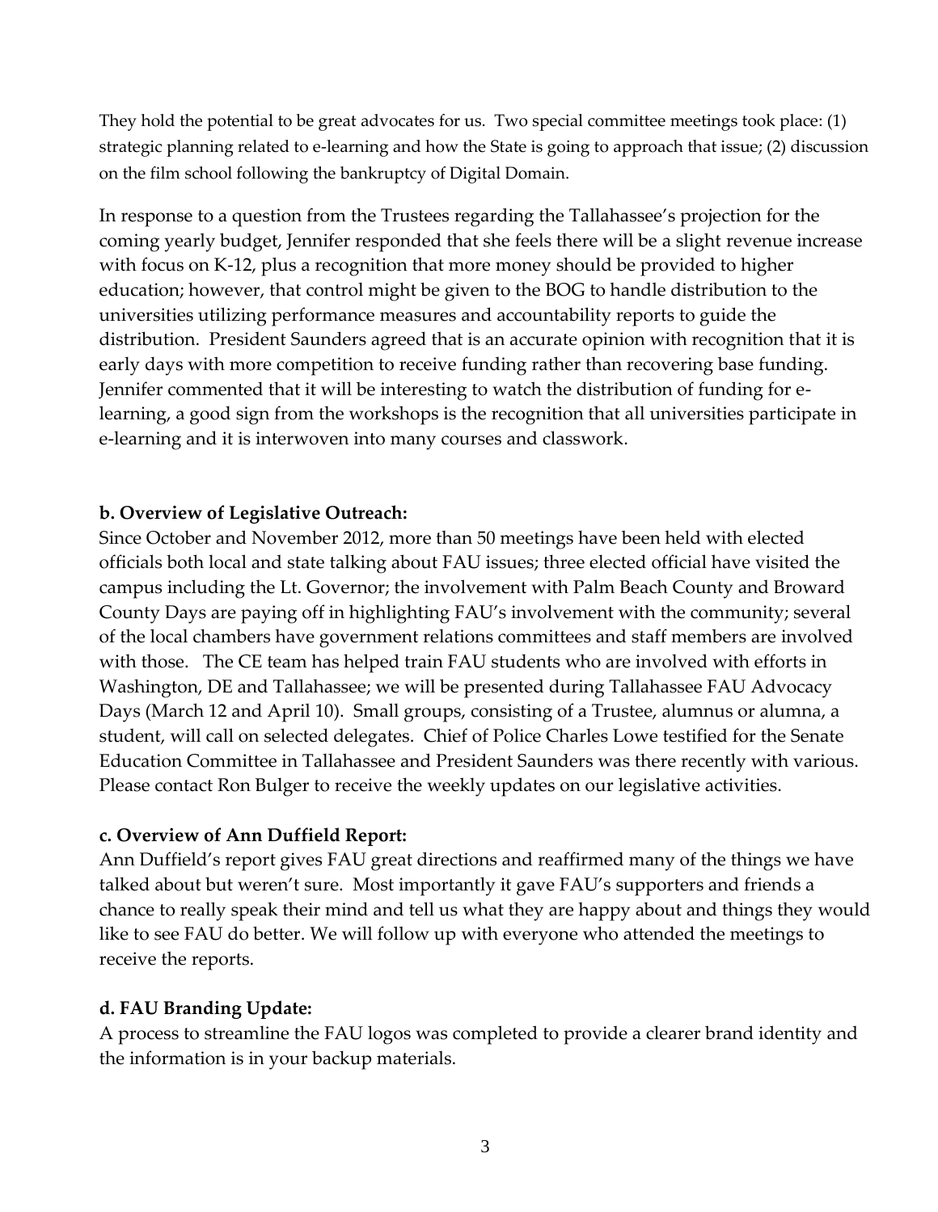They hold the potential to be great advocates for us. Two special committee meetings took place: (1) strategic planning related to e-learning and how the State is going to approach that issue; (2) discussion on the film school following the bankruptcy of Digital Domain.

In response to a question from the Trustees regarding the Tallahassee's projection for the coming yearly budget, Jennifer responded that she feels there will be a slight revenue increase with focus on K-12, plus a recognition that more money should be provided to higher education; however, that control might be given to the BOG to handle distribution to the universities utilizing performance measures and accountability reports to guide the distribution. President Saunders agreed that is an accurate opinion with recognition that it is early days with more competition to receive funding rather than recovering base funding. Jennifer commented that it will be interesting to watch the distribution of funding for e-learning, a good sign from the workshops is the recognition that all universities participate in e-learning and it is interwoven into many courses and classwork.

**b. Overview of Legislative Outreach:**

Since October and November 2012, more than 50 meetings have been held with elected officials both local and state talking about FAU issues; three elected official have visited the campus including the Lt. Governor; the involvement with Palm Beach County and Broward County Days are paying off in highlighting FAU's involvement with the community; several of the local chambers have government relations committees and staff members are involved with those. The CE team has helped train FAU students who are involved with efforts in Washington, DE and Tallahassee; we will be presented during Tallahassee FAU Advocacy Days (March 12 and April 10). Small groups, consisting of a Trustee, alumnus or alumna, a student, will call on selected delegates. Chief of Police Charles Lowe testified for the Senate Education Committee in Tallahassee and President Saunders was there recently with various. Please contact Ron Bulger to receive the weekly updates on our legislative activities.

**c. Overview of Ann Duffield Report:**

Ann Duffield's report gives FAU great directions and reaffirmed many of the things we have talked about but weren't sure. Most importantly it gave FAU's supporters and friends a chance to really speak their mind and tell us what they are happy about and things they would like to see FAU do better. We will follow up with everyone who attended the meetings to receive the reports.

**d. FAU Branding Update:**

A process to streamline the FAU logos was completed to provide a clearer brand identity and the information is in your backup materials.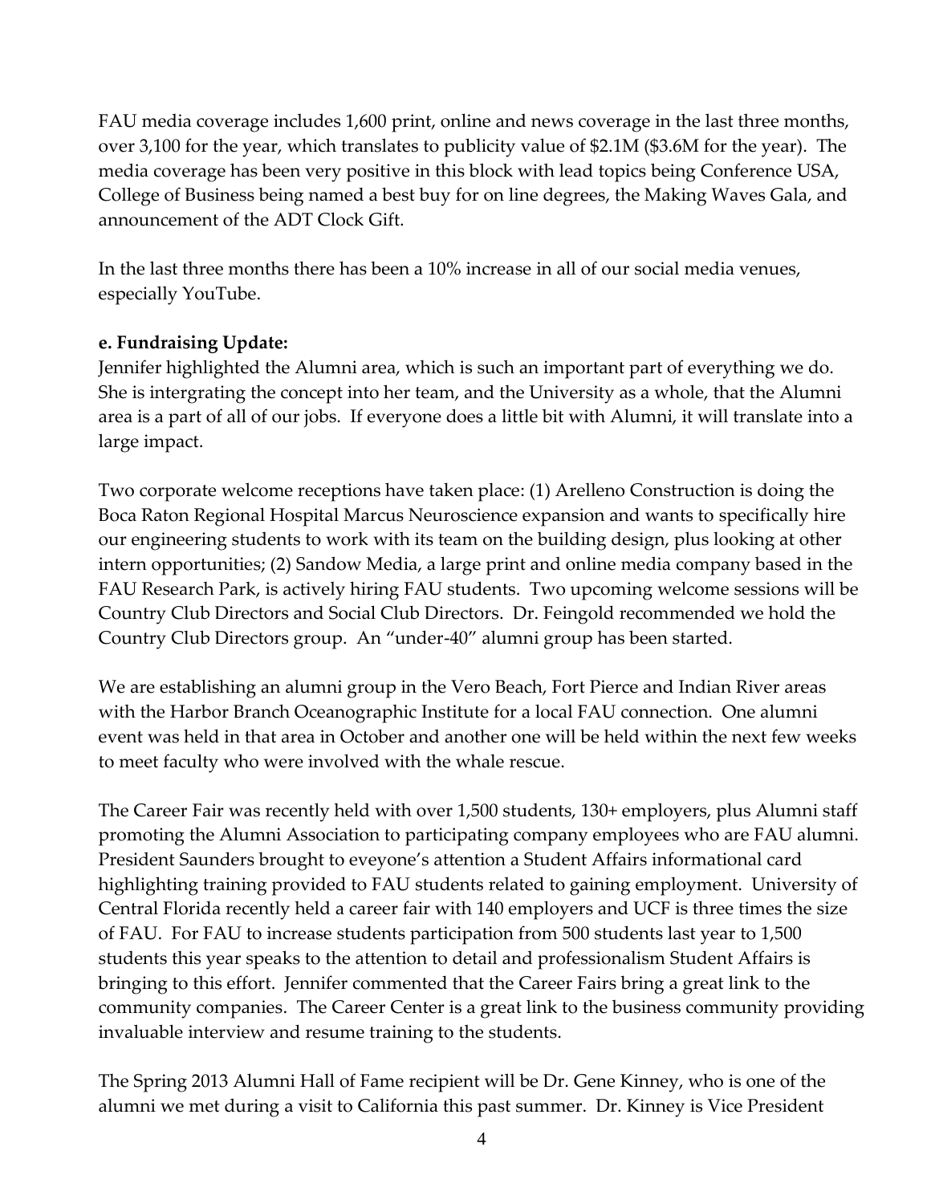FAU media coverage includes 1,600 print, online and news coverage in the last three months, over 3,100 for the year, which translates to publicity value of $2.1M ($3.6M for the year). The media coverage has been very positive in this block with lead topics being Conference USA, College of Business being named a best buy for on line degrees, the Making Waves Gala, and announcement of the ADT Clock Gift.

In the last three months there has been a 10% increase in all of our social media venues, especially YouTube.

**e. Fundraising Update:**

Jennifer highlighted the Alumni area, which is such an important part of everything we do. She is intergrating the concept into her team, and the University as a whole, that the Alumni area is a part of all of our jobs. If everyone does a little bit with Alumni, it will translate into a large impact.

Two corporate welcome receptions have taken place: (1) Arelleno Construction is doing the Boca Raton Regional Hospital Marcus Neuroscience expansion and wants to specifically hire our engineering students to work with its team on the building design, plus looking at other intern opportunities; (2) Sandow Media, a large print and online media company based in the FAU Research Park, is actively hiring FAU students. Two upcoming welcome sessions will be Country Club Directors and Social Club Directors. Dr. Feingold recommended we hold the Country Club Directors group. An "under-40" alumni group has been started.

We are establishing an alumni group in the Vero Beach, Fort Pierce and Indian River areas with the Harbor Branch Oceanographic Institute for a local FAU connection. One alumni event was held in that area in October and another one will be held within the next few weeks to meet faculty who were involved with the whale rescue.

The Career Fair was recently held with over 1,500 students, 130+ employers, plus Alumni staff promoting the Alumni Association to participating company employees who are FAU alumni. President Saunders brought to eveyone's attention a Student Affairs informational card highlighting training provided to FAU students related to gaining employment. University of Central Florida recently held a career fair with 140 employers and UCF is three times the size of FAU. For FAU to increase students participation from 500 students last year to 1,500 students this year speaks to the attention to detail and professionalism Student Affairs is bringing to this effort. Jennifer commented that the Career Fairs bring a great link to the community companies. The Career Center is a great link to the business community providing invaluable interview and resume training to the students.

The Spring 2013 Alumni Hall of Fame recipient will be Dr. Gene Kinney, who is one of the alumni we met during a visit to California this past summer. Dr. Kinney is Vice President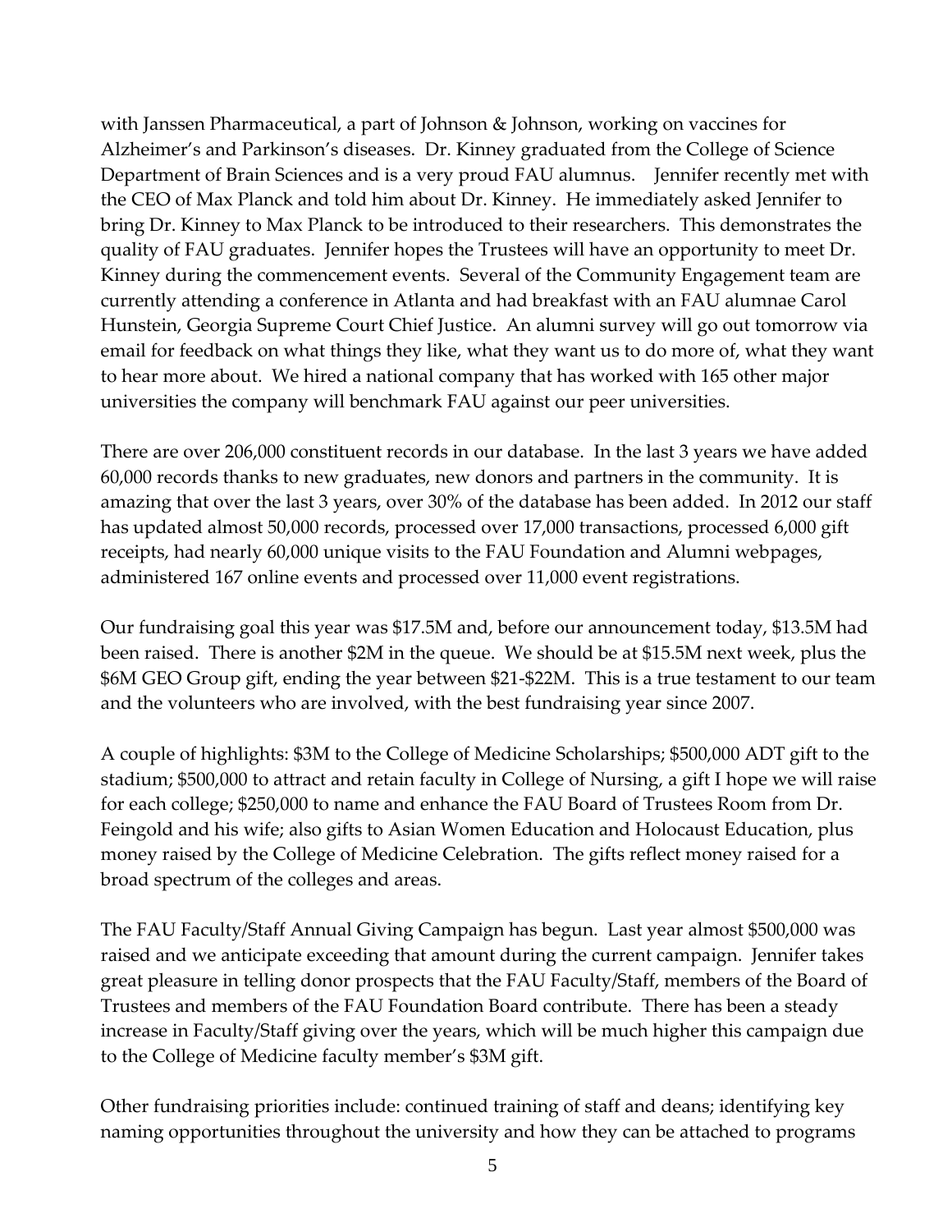with Janssen Pharmaceutical, a part of Johnson & Johnson, working on vaccines for Alzheimer's and Parkinson's diseases. Dr. Kinney graduated from the College of Science Department of Brain Sciences and is a very proud FAU alumnus. Jennifer recently met with the CEO of Max Planck and told him about Dr. Kinney. He immediately asked Jennifer to bring Dr. Kinney to Max Planck to be introduced to their researchers. This demonstrates the quality of FAU graduates. Jennifer hopes the Trustees will have an opportunity to meet Dr. Kinney during the commencement events. Several of the Community Engagement team are currently attending a conference in Atlanta and had breakfast with an FAU alumnae Carol Hunstein, Georgia Supreme Court Chief Justice. An alumni survey will go out tomorrow via email for feedback on what things they like, what they want us to do more of, what they want to hear more about. We hired a national company that has worked with 165 other major universities the company will benchmark FAU against our peer universities.

There are over 206,000 constituent records in our database. In the last 3 years we have added 60,000 records thanks to new graduates, new donors and partners in the community. It is amazing that over the last 3 years, over 30% of the database has been added. In 2012 our staff has updated almost 50,000 records, processed over 17,000 transactions, processed 6,000 gift receipts, had nearly 60,000 unique visits to the FAU Foundation and Alumni webpages, administered 167 online events and processed over 11,000 event registrations.

Our fundraising goal this year was $17.5M and, before our announcement today, $13.5M had been raised. There is another $2M in the queue. We should be at $15.5M next week, plus the $6M GEO Group gift, ending the year between $21-$22M. This is a true testament to our team and the volunteers who are involved, with the best fundraising year since 2007.

A couple of highlights: $3M to the College of Medicine Scholarships; $500,000 ADT gift to the stadium; $500,000 to attract and retain faculty in College of Nursing, a gift I hope we will raise for each college; $250,000 to name and enhance the FAU Board of Trustees Room from Dr. Feingold and his wife; also gifts to Asian Women Education and Holocaust Education, plus money raised by the College of Medicine Celebration. The gifts reflect money raised for a broad spectrum of the colleges and areas.

The FAU Faculty/Staff Annual Giving Campaign has begun. Last year almost $500,000 was raised and we anticipate exceeding that amount during the current campaign. Jennifer takes great pleasure in telling donor prospects that the FAU Faculty/Staff, members of the Board of Trustees and members of the FAU Foundation Board contribute. There has been a steady increase in Faculty/Staff giving over the years, which will be much higher this campaign due to the College of Medicine faculty member's $3M gift.

Other fundraising priorities include: continued training of staff and deans; identifying key naming opportunities throughout the university and how they can be attached to programs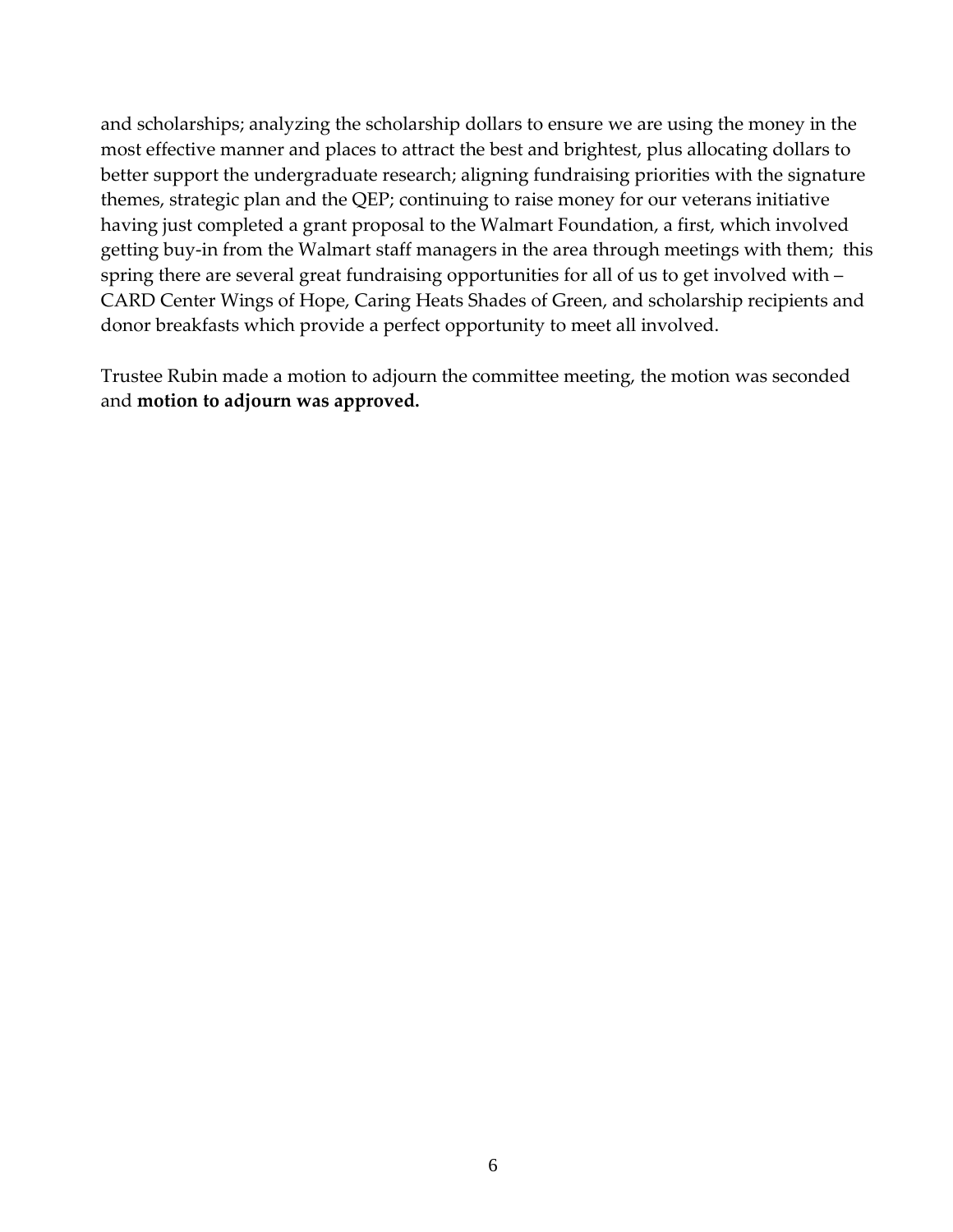and scholarships; analyzing the scholarship dollars to ensure we are using the money in the most effective manner and places to attract the best and brightest, plus allocating dollars to better support the undergraduate research; aligning fundraising priorities with the signature themes, strategic plan and the QEP; continuing to raise money for our veterans initiative having just completed a grant proposal to the Walmart Foundation, a first, which involved getting buy-in from the Walmart staff managers in the area through meetings with them; this spring there are several great fundraising opportunities for all of us to get involved with – CARD Center Wings of Hope, Caring Heats Shades of Green, and scholarship recipients and donor breakfasts which provide a perfect opportunity to meet all involved.

Trustee Rubin made a motion to adjourn the committee meeting, the motion was seconded and **motion to adjourn was approved.**